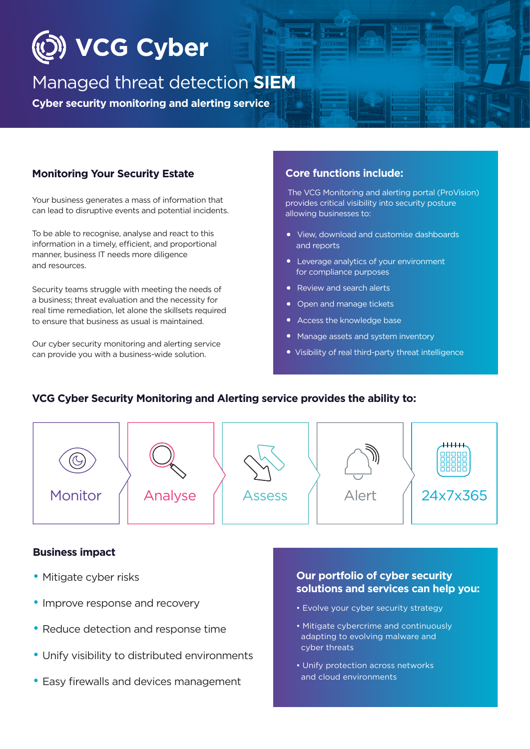# VCG Cyber

## Managed threat detection **SIEM**

**Cyber security monitoring and alerting service**

### Monitoring Your Security Estate

Your business generates a mass of information that can lead to disruptive events and potential incidents.

To be able to recognise, analyse and react to this information in a timely, efficient, and proportional manner, business IT needs more diligence and resources.

Security teams struggle with meeting the needs of a business; threat evaluation and the necessity for real time remediation, let alone the skillsets required to ensure that business as usual is maintained.

Our cyber security monitoring and alerting service can provide you with a business-wide solution.

### Core functions include:

The VCG Monitoring and alerting portal (ProVision) provides critical visibility into security posture allowing businesses to:

- View, download and customise dashboards and reports
- Leverage analytics of your environment for compliance purposes
- Review and search alerts
- Open and manage tickets
- Access the knowledge base
- Manage assets and system inventory
- Visibility of real third-party threat intelligence

### VCG Cyber Security Monitoring and Alerting service provides the ability to:

Monitor → Analyse → Assess → Alert → 24x7x365

### Business impact

- Mitigate cyber risks
- Improve response and recovery
- Reduce detection and response time
- Unify visibility to distributed environments
- Easy firewalls and devices management

### Our portfolio of cyber security solutions and services can help you:

- Evolve your cyber security strategy
- Mitigate cybercrime and continuously adapting to evolving malware and cyber threats
- Unify protection across networks and cloud environments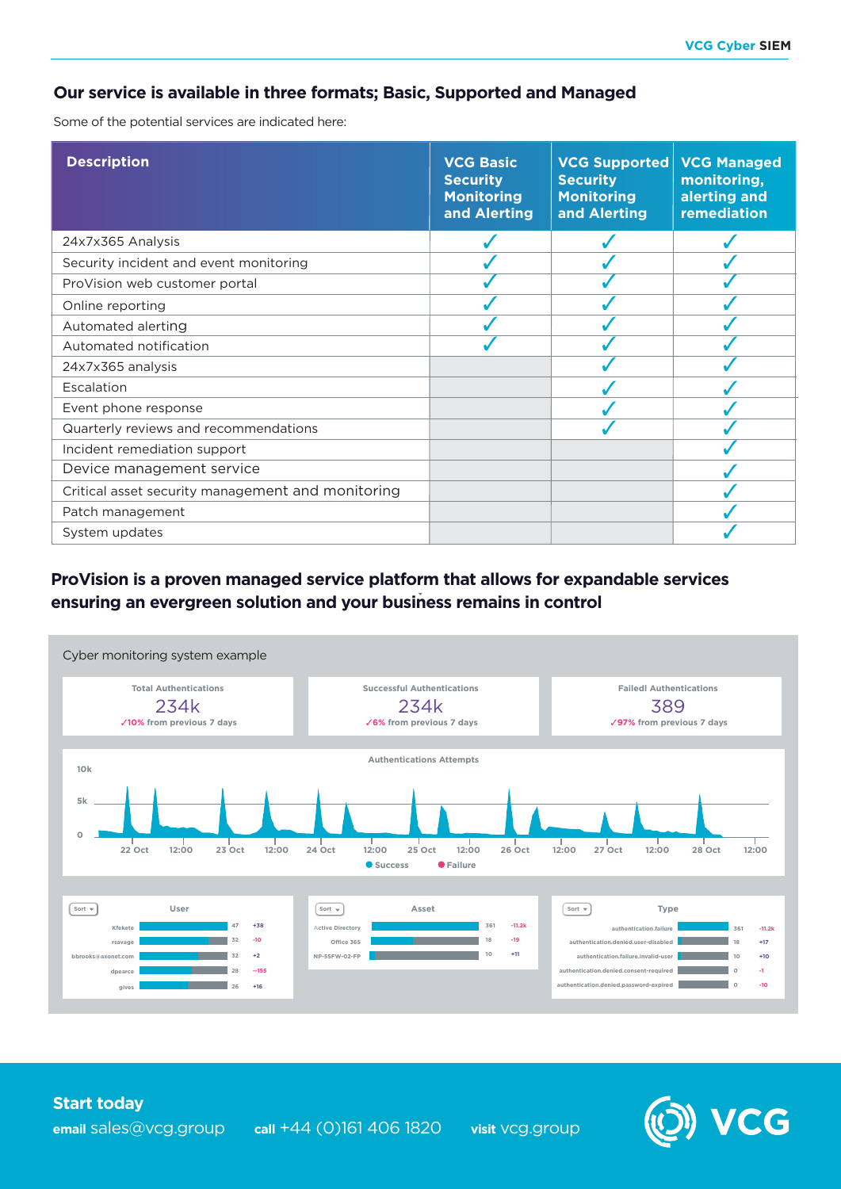## Our service is available in three formats; Basic, Supported and Managed

Some of the potential services are indicated here:

| Description | VCG Basic Security Monitoring and Alerting | VCG Supported Security Monitoring and Alerting | VCG Managed monitoring, alerting and remediation |
|---|---|---|---|
| 24x7x365 Analysis | ✓ | ✓ | ✓ |
| Security incident and event monitoring | ✓ | ✓ | ✓ |
| ProVision web customer portal | ✓ | ✓ | ✓ |
| Online reporting | ✓ | ✓ | ✓ |
| Automated alerting | ✓ | ✓ | ✓ |
| Automated notification | ✓ | ✓ | ✓ |
| 24x7x365 analysis | | ✓ | ✓ |
| Escalation | | ✓ | ✓ |
| Event phone response | | ✓ | ✓ |
| Quarterly reviews and recommendations | | ✓ | ✓ |
| Incident remediation support | | | ✓ |
| Device management service | | | ✓ |
| Critical asset security management and monitoring | | | ✓ |
| Patch management | | | ✓ |
| System updates | | | ✓ |

## ProVision is a proven managed service platform that allows for expandable services ensuring an evergreen solution and your business remains in control

Cyber monitoring system example

Total Authentications
234k
✓10% from previous 7 days

Successful Authentications
234k
✓6% from previous 7 days

Failedl Authentications
389
✓97% from previous 7 days

Authentications Attempts
10k
5k
0
22 Oct 12:00 23 Oct 12:00 24 Oct 12:00 25 Oct 12:00 26 Oct 12:00 27 Oct 12:00 28 Oct 12:00
Success Failure

Sort User
Kfekete 47 +38
rsavage 32 -10
bbrooks@axonet.com 32 +2
dpearce 28 --155
gives 26 +16

Sort Asset
Active Directory 361 -11.2k
Office 365 18 -19
NP-55FW-02-FP 10 +11

Sort Type
authentication.failure 361 -11.2k
authentication.denied.user-disabled 18 +17
authentication.failure.invalid-user 10 +10
authentication.denied.consent-required 0 -1
authentication.denied.password-expired 0 -10

**Start today**

**email** sales@vcg.group **call** +44 (0)161 406 1820 **visit** vcg.group

VCG